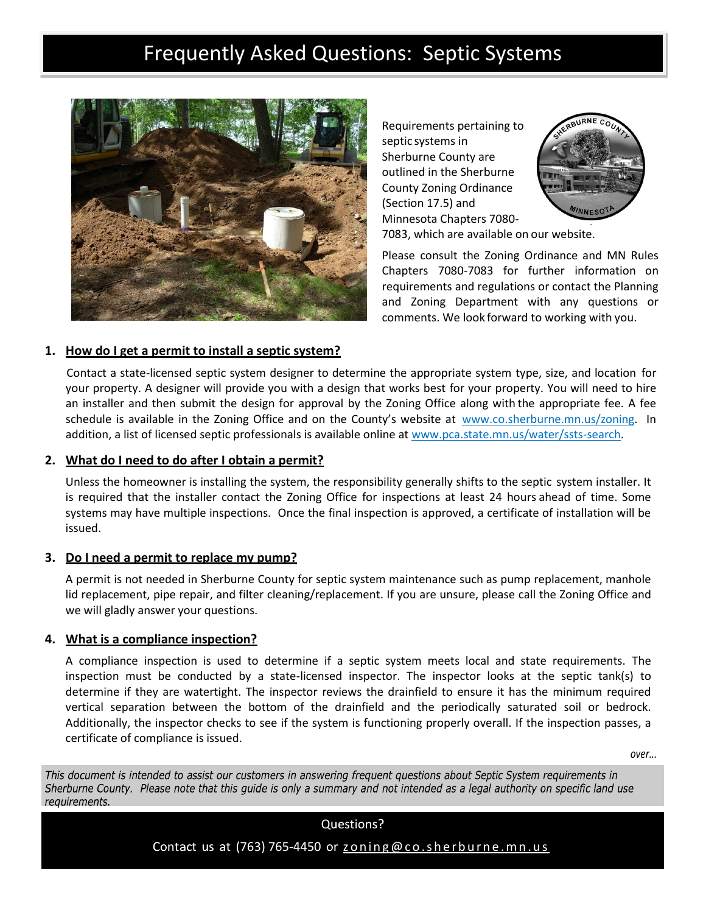# Frequently Asked Questions: Septic Systems

Requirements pertaining to septic systems in Sherburne County are outlined in the Sherburne County Zoning Ordinance (Section 17.5) and Minnesota Chapters 7080-7083, which are available on our website.

Please consult the Zoning Ordinance and MN Rules Chapters 7080-7083 for further information on requirements and regulations or contact the Planning and Zoning Department with any questions or comments. We look forward to working with you.

1. **How do I get a permit to install a septic system?**

   Contact a state-licensed septic system designer to determine the appropriate system type, size, and location for your property. A designer will provide you with a design that works best for your property. You will need to hire an installer and then submit the design for approval by the Zoning Office along with the appropriate fee. A fee schedule is available in the Zoning Office and on the County's website at www.co.sherburne.mn.us/zoning. In addition, a list of licensed septic professionals is available online at www.pca.state.mn.us/water/ssts-search.

2. **What do I need to do after I obtain a permit?**

   Unless the homeowner is installing the system, the responsibility generally shifts to the septic system installer. It is required that the installer contact the Zoning Office for inspections at least 24 hours ahead of time. Some systems may have multiple inspections. Once the final inspection is approved, a certificate of installation will be issued.

3. **Do I need a permit to replace my pump?**

   A permit is not needed in Sherburne County for septic system maintenance such as pump replacement, manhole lid replacement, pipe repair, and filter cleaning/replacement. If you are unsure, please call the Zoning Office and we will gladly answer your questions.

4. **What is a compliance inspection?**

   A compliance inspection is used to determine if a septic system meets local and state requirements. The inspection must be conducted by a state-licensed inspector. The inspector looks at the septic tank(s) to determine if they are watertight. The inspector reviews the drainfield to ensure it has the minimum required vertical separation between the bottom of the drainfield and the periodically saturated soil or bedrock. Additionally, the inspector checks to see if the system is functioning properly overall. If the inspection passes, a certificate of compliance is issued.

*over…*

*This document is intended to assist our customers in answering frequent questions about Septic System requirements in Sherburne County. Please note that this guide is only a summary and not intended as a legal authority on specific land use requirements.*

Questions?

Contact us at (763) 765-4450 or zoning@co.sherburne.mn.us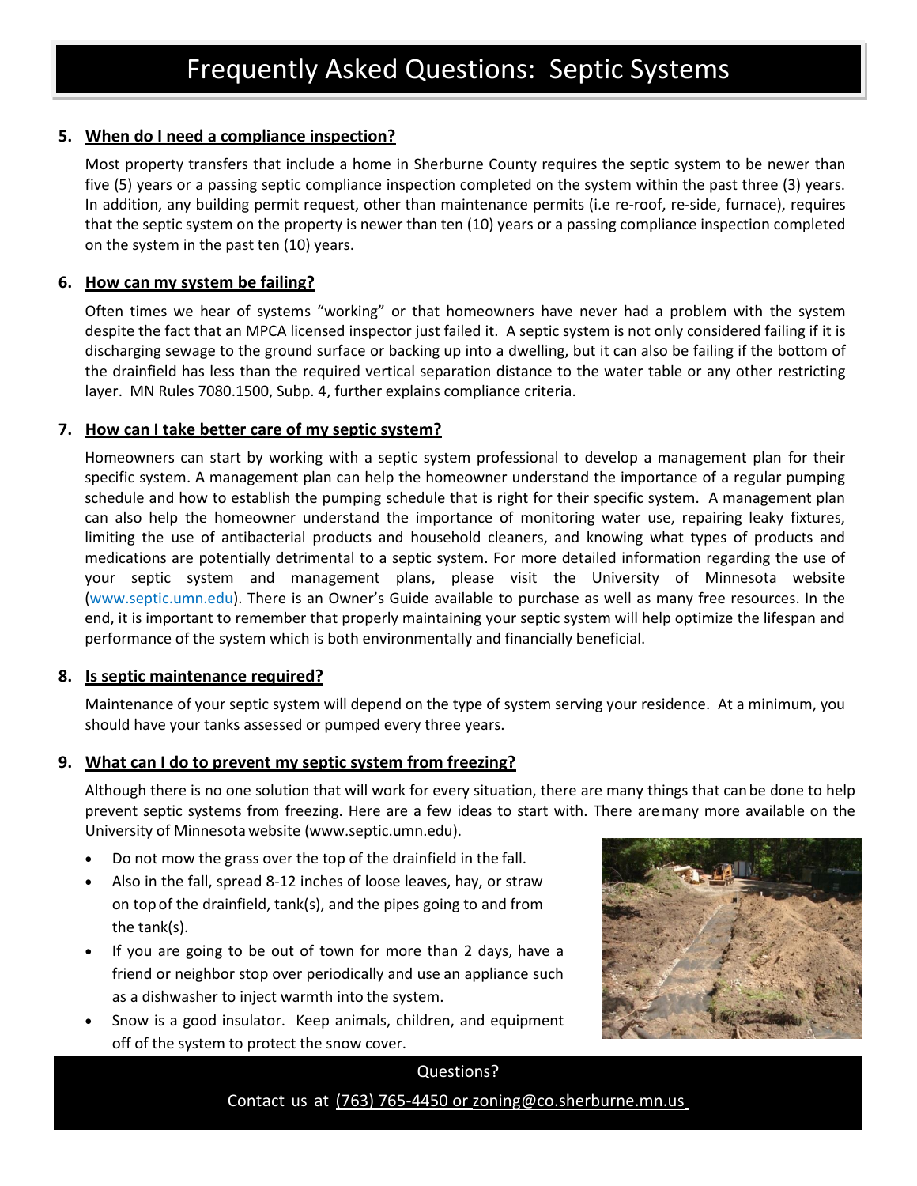# Frequently Asked Questions: Septic Systems

5. **When do I need a compliance inspection?**

   Most property transfers that include a home in Sherburne County requires the septic system to be newer than five (5) years or a passing septic compliance inspection completed on the system within the past three (3) years. In addition, any building permit request, other than maintenance permits (i.e re-roof, re-side, furnace), requires that the septic system on the property is newer than ten (10) years or a passing compliance inspection completed on the system in the past ten (10) years.

6. **How can my system be failing?**

   Often times we hear of systems "working" or that homeowners have never had a problem with the system despite the fact that an MPCA licensed inspector just failed it. A septic system is not only considered failing if it is discharging sewage to the ground surface or backing up into a dwelling, but it can also be failing if the bottom of the drainfield has less than the required vertical separation distance to the water table or any other restricting layer. MN Rules 7080.1500, Subp. 4, further explains compliance criteria.

7. **How can I take better care of my septic system?**

   Homeowners can start by working with a septic system professional to develop a management plan for their specific system. A management plan can help the homeowner understand the importance of a regular pumping schedule and how to establish the pumping schedule that is right for their specific system. A management plan can also help the homeowner understand the importance of monitoring water use, repairing leaky fixtures, limiting the use of antibacterial products and household cleaners, and knowing what types of products and medications are potentially detrimental to a septic system. For more detailed information regarding the use of your septic system and management plans, please visit the University of Minnesota website (www.septic.umn.edu). There is an Owner's Guide available to purchase as well as many free resources. In the end, it is important to remember that properly maintaining your septic system will help optimize the lifespan and performance of the system which is both environmentally and financially beneficial.

8. **Is septic maintenance required?**

   Maintenance of your septic system will depend on the type of system serving your residence. At a minimum, you should have your tanks assessed or pumped every three years.

9. **What can I do to prevent my septic system from freezing?**

   Although there is no one solution that will work for every situation, there are many things that can be done to help prevent septic systems from freezing. Here are a few ideas to start with. There are many more available on the University of Minnesota website (www.septic.umn.edu).

   - Do not mow the grass over the top of the drainfield in the fall.
   - Also in the fall, spread 8-12 inches of loose leaves, hay, or straw on top of the drainfield, tank(s), and the pipes going to and from the tank(s).
   - If you are going to be out of town for more than 2 days, have a friend or neighbor stop over periodically and use an appliance such as a dishwasher to inject warmth into the system.
   - Snow is a good insulator. Keep animals, children, and equipment off of the system to protect the snow cover.

Questions?

Contact us at (763) 765-4450 or zoning@co.sherburne.mn.us